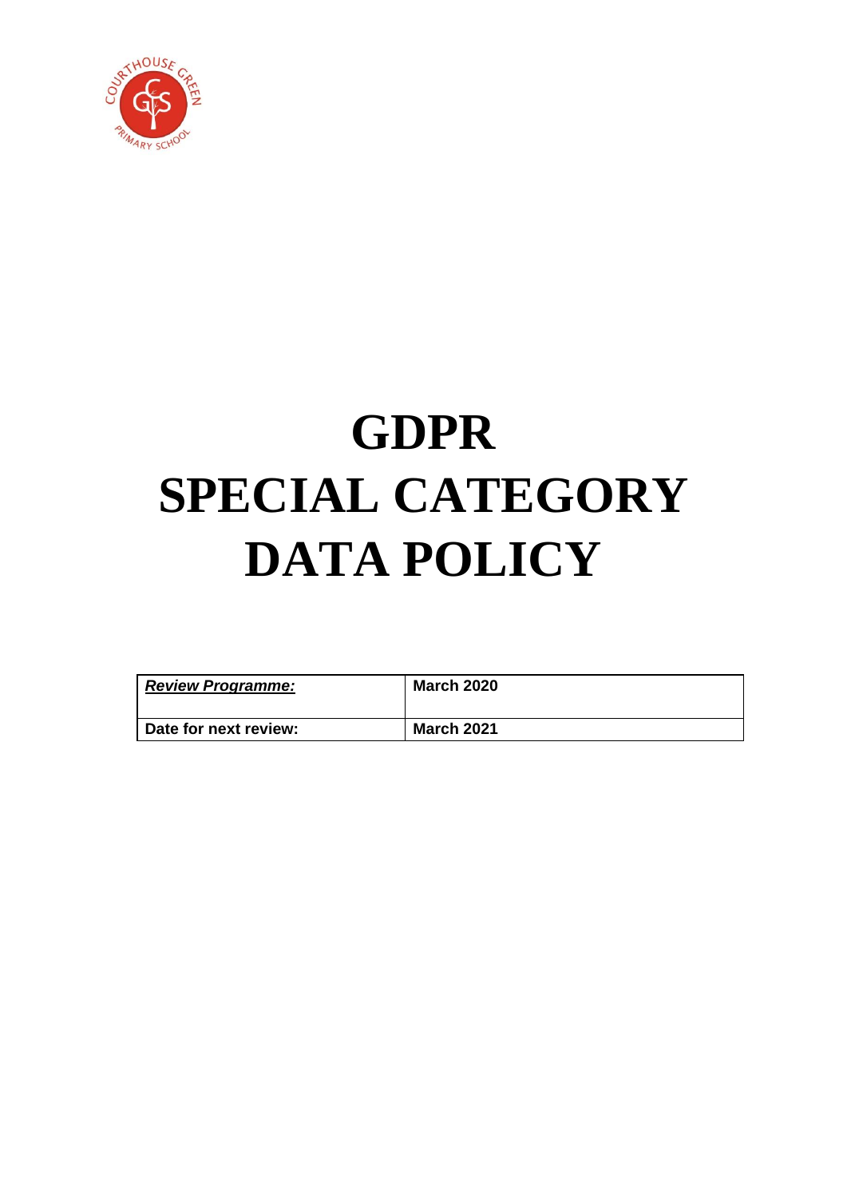# GDPR SPECIAL CATEGORY DATA POLICY

| ***Review Programme:*** | **March 2020** |
| --- | --- |
| **Date for next review:** | **March 2021** |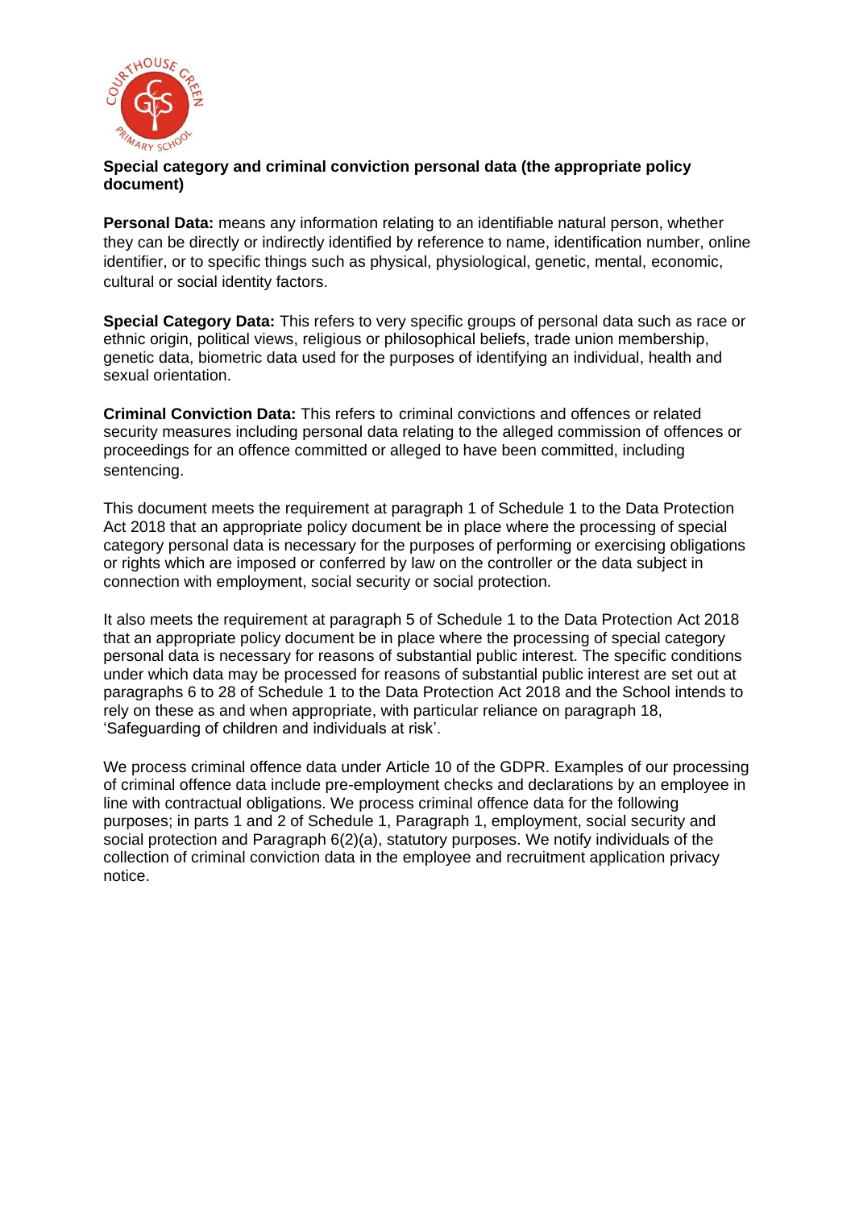**Special category and criminal conviction personal data (the appropriate policy document)**

**Personal Data:** means any information relating to an identifiable natural person, whether they can be directly or indirectly identified by reference to name, identification number, online identifier, or to specific things such as physical, physiological, genetic, mental, economic, cultural or social identity factors.

**Special Category Data:** This refers to very specific groups of personal data such as race or ethnic origin, political views, religious or philosophical beliefs, trade union membership, genetic data, biometric data used for the purposes of identifying an individual, health and sexual orientation.

**Criminal Conviction Data:** This refers to criminal convictions and offences or related security measures including personal data relating to the alleged commission of offences or proceedings for an offence committed or alleged to have been committed, including sentencing.

This document meets the requirement at paragraph 1 of Schedule 1 to the Data Protection Act 2018 that an appropriate policy document be in place where the processing of special category personal data is necessary for the purposes of performing or exercising obligations or rights which are imposed or conferred by law on the controller or the data subject in connection with employment, social security or social protection.

It also meets the requirement at paragraph 5 of Schedule 1 to the Data Protection Act 2018 that an appropriate policy document be in place where the processing of special category personal data is necessary for reasons of substantial public interest. The specific conditions under which data may be processed for reasons of substantial public interest are set out at paragraphs 6 to 28 of Schedule 1 to the Data Protection Act 2018 and the School intends to rely on these as and when appropriate, with particular reliance on paragraph 18, 'Safeguarding of children and individuals at risk'.

We process criminal offence data under Article 10 of the GDPR. Examples of our processing of criminal offence data include pre-employment checks and declarations by an employee in line with contractual obligations. We process criminal offence data for the following purposes; in parts 1 and 2 of Schedule 1, Paragraph 1, employment, social security and social protection and Paragraph 6(2)(a), statutory purposes. We notify individuals of the collection of criminal conviction data in the employee and recruitment application privacy notice.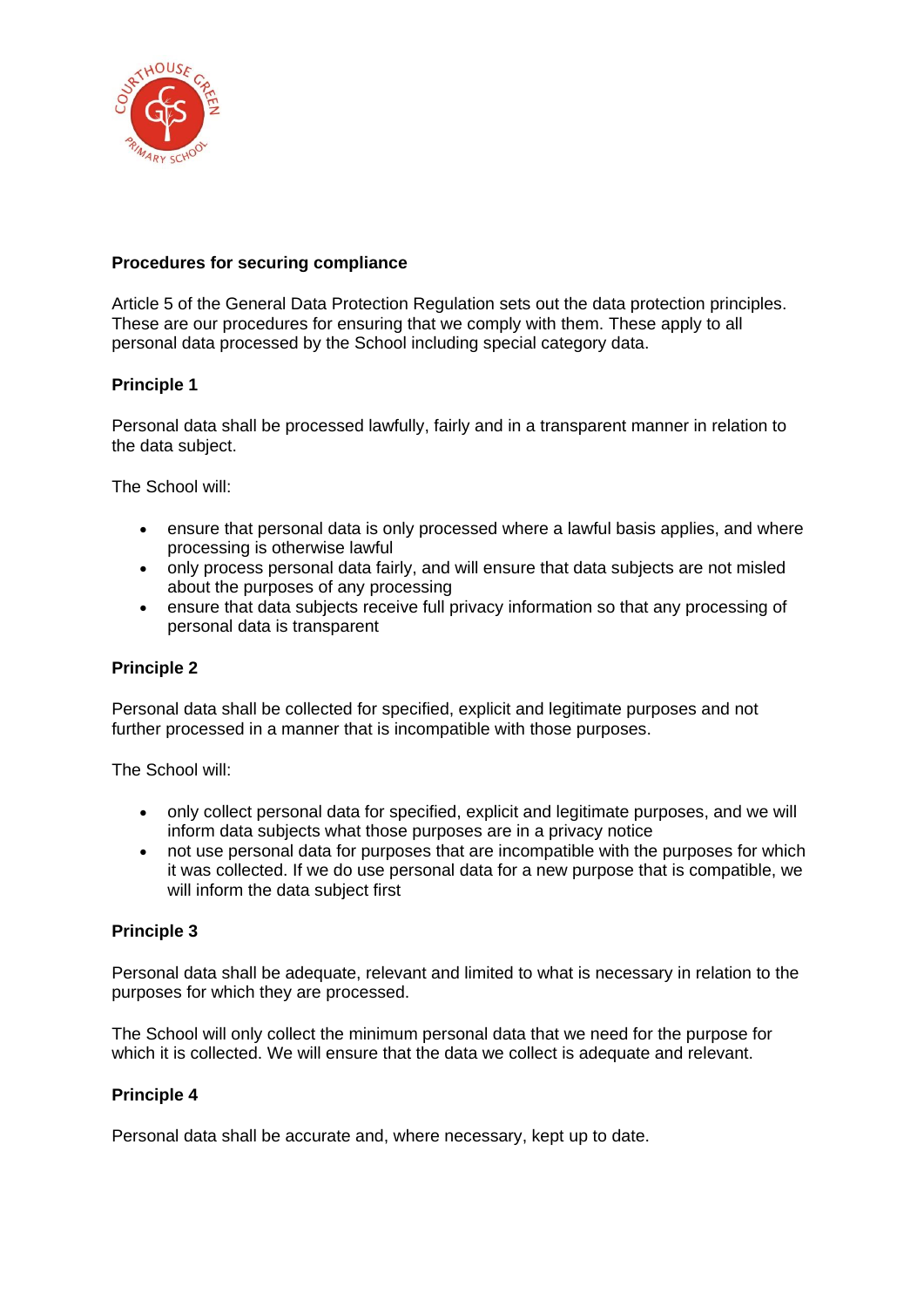**Procedures for securing compliance**

Article 5 of the General Data Protection Regulation sets out the data protection principles. These are our procedures for ensuring that we comply with them. These apply to all personal data processed by the School including special category data.

**Principle 1**

Personal data shall be processed lawfully, fairly and in a transparent manner in relation to the data subject.

The School will:

- ensure that personal data is only processed where a lawful basis applies, and where processing is otherwise lawful
- only process personal data fairly, and will ensure that data subjects are not misled about the purposes of any processing
- ensure that data subjects receive full privacy information so that any processing of personal data is transparent

**Principle 2**

Personal data shall be collected for specified, explicit and legitimate purposes and not further processed in a manner that is incompatible with those purposes.

The School will:

- only collect personal data for specified, explicit and legitimate purposes, and we will inform data subjects what those purposes are in a privacy notice
- not use personal data for purposes that are incompatible with the purposes for which it was collected. If we do use personal data for a new purpose that is compatible, we will inform the data subject first

**Principle 3**

Personal data shall be adequate, relevant and limited to what is necessary in relation to the purposes for which they are processed.

The School will only collect the minimum personal data that we need for the purpose for which it is collected. We will ensure that the data we collect is adequate and relevant.

**Principle 4**

Personal data shall be accurate and, where necessary, kept up to date.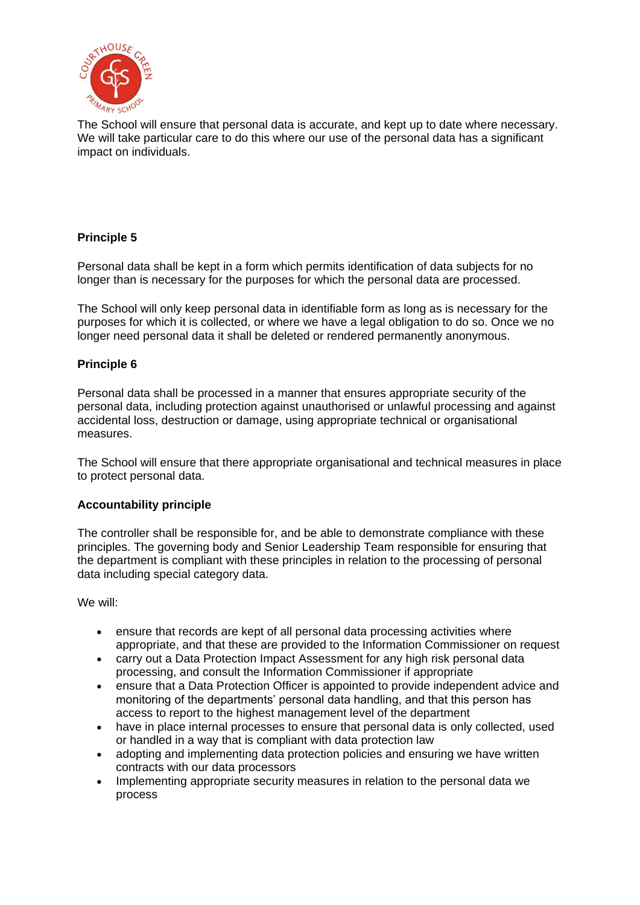The School will ensure that personal data is accurate, and kept up to date where necessary. We will take particular care to do this where our use of the personal data has a significant impact on individuals.

**Principle 5**

Personal data shall be kept in a form which permits identification of data subjects for no longer than is necessary for the purposes for which the personal data are processed.

The School will only keep personal data in identifiable form as long as is necessary for the purposes for which it is collected, or where we have a legal obligation to do so. Once we no longer need personal data it shall be deleted or rendered permanently anonymous.

**Principle 6**

Personal data shall be processed in a manner that ensures appropriate security of the personal data, including protection against unauthorised or unlawful processing and against accidental loss, destruction or damage, using appropriate technical or organisational measures.

The School will ensure that there appropriate organisational and technical measures in place to protect personal data.

**Accountability principle**

The controller shall be responsible for, and be able to demonstrate compliance with these principles. The governing body and Senior Leadership Team responsible for ensuring that the department is compliant with these principles in relation to the processing of personal data including special category data.

We will:

- ensure that records are kept of all personal data processing activities where appropriate, and that these are provided to the Information Commissioner on request
- carry out a Data Protection Impact Assessment for any high risk personal data processing, and consult the Information Commissioner if appropriate
- ensure that a Data Protection Officer is appointed to provide independent advice and monitoring of the departments' personal data handling, and that this person has access to report to the highest management level of the department
- have in place internal processes to ensure that personal data is only collected, used or handled in a way that is compliant with data protection law
- adopting and implementing data protection policies and ensuring we have written contracts with our data processors
- Implementing appropriate security measures in relation to the personal data we process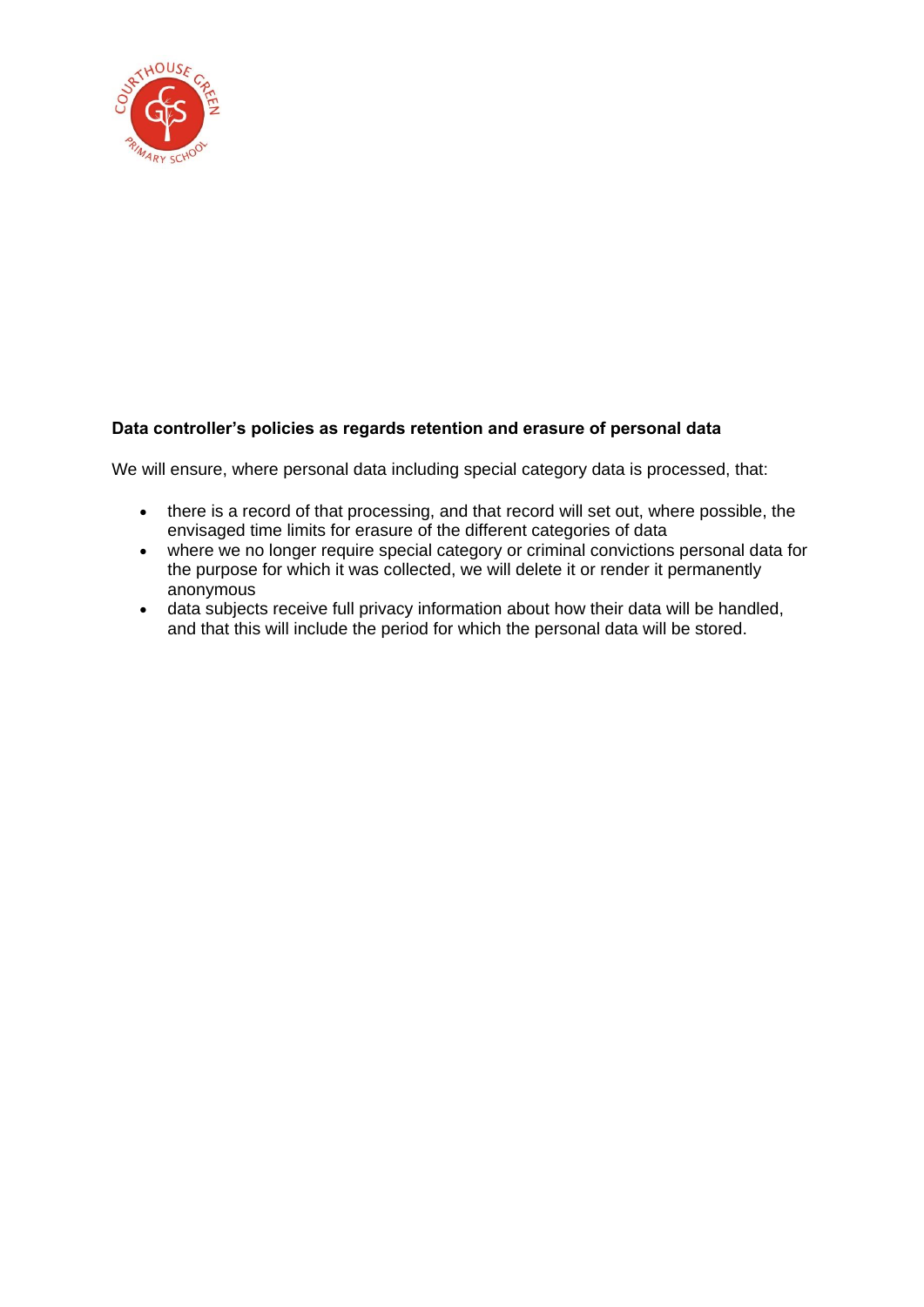**Data controller's policies as regards retention and erasure of personal data**

We will ensure, where personal data including special category data is processed, that:

- there is a record of that processing, and that record will set out, where possible, the envisaged time limits for erasure of the different categories of data
- where we no longer require special category or criminal convictions personal data for the purpose for which it was collected, we will delete it or render it permanently anonymous
- data subjects receive full privacy information about how their data will be handled, and that this will include the period for which the personal data will be stored.